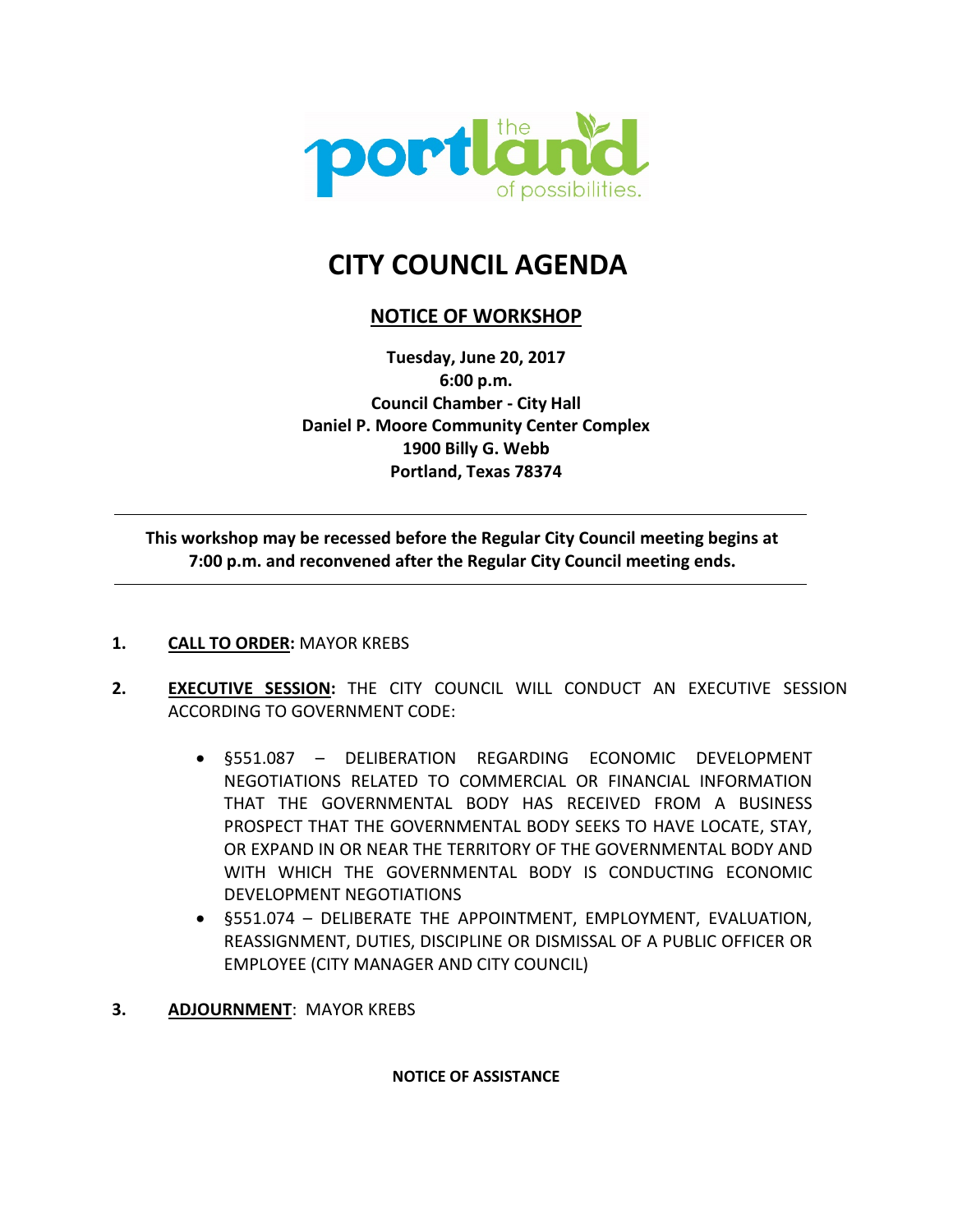the portland of possibilities.

# CITY COUNCIL AGENDA

## NOTICE OF WORKSHOP

**Tuesday, June 20, 2017**
**6:00 p.m.**
**Council Chamber - City Hall**
**Daniel P. Moore Community Center Complex**
**1900 Billy G. Webb**
**Portland, Texas 78374**

---

**This workshop may be recessed before the Regular City Council meeting begins at 7:00 p.m. and reconvened after the Regular City Council meeting ends.**

---

1. **CALL TO ORDER:** MAYOR KREBS

2. **EXECUTIVE SESSION:** THE CITY COUNCIL WILL CONDUCT AN EXECUTIVE SESSION ACCORDING TO GOVERNMENT CODE:

   - §551.087 – DELIBERATION REGARDING ECONOMIC DEVELOPMENT NEGOTIATIONS RELATED TO COMMERCIAL OR FINANCIAL INFORMATION THAT THE GOVERNMENTAL BODY HAS RECEIVED FROM A BUSINESS PROSPECT THAT THE GOVERNMENTAL BODY SEEKS TO HAVE LOCATE, STAY, OR EXPAND IN OR NEAR THE TERRITORY OF THE GOVERNMENTAL BODY AND WITH WHICH THE GOVERNMENTAL BODY IS CONDUCTING ECONOMIC DEVELOPMENT NEGOTIATIONS
   - §551.074 – DELIBERATE THE APPOINTMENT, EMPLOYMENT, EVALUATION, REASSIGNMENT, DUTIES, DISCIPLINE OR DISMISSAL OF A PUBLIC OFFICER OR EMPLOYEE (CITY MANAGER AND CITY COUNCIL)

3. **ADJOURNMENT**: MAYOR KREBS

**NOTICE OF ASSISTANCE**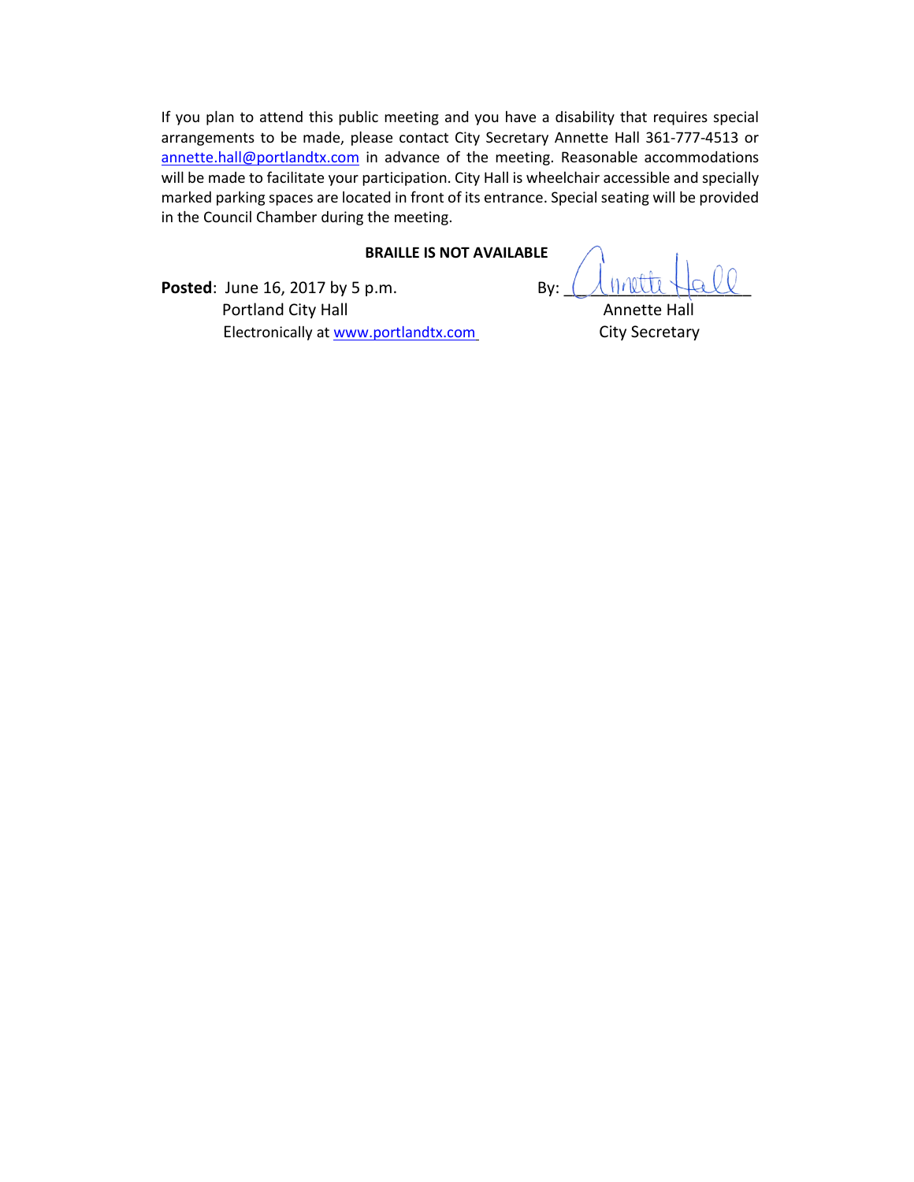If you plan to attend this public meeting and you have a disability that requires special arrangements to be made, please contact City Secretary Annette Hall 361-777-4513 or annette.hall@portlandtx.com in advance of the meeting. Reasonable accommodations will be made to facilitate your participation. City Hall is wheelchair accessible and specially marked parking spaces are located in front of its entrance. Special seating will be provided in the Council Chamber during the meeting.

**BRAILLE IS NOT AVAILABLE**

**Posted**: June 16, 2017 by 5 p.m.
Portland City Hall
Electronically at www.portlandtx.com

By: Annette Hall
Annette Hall
City Secretary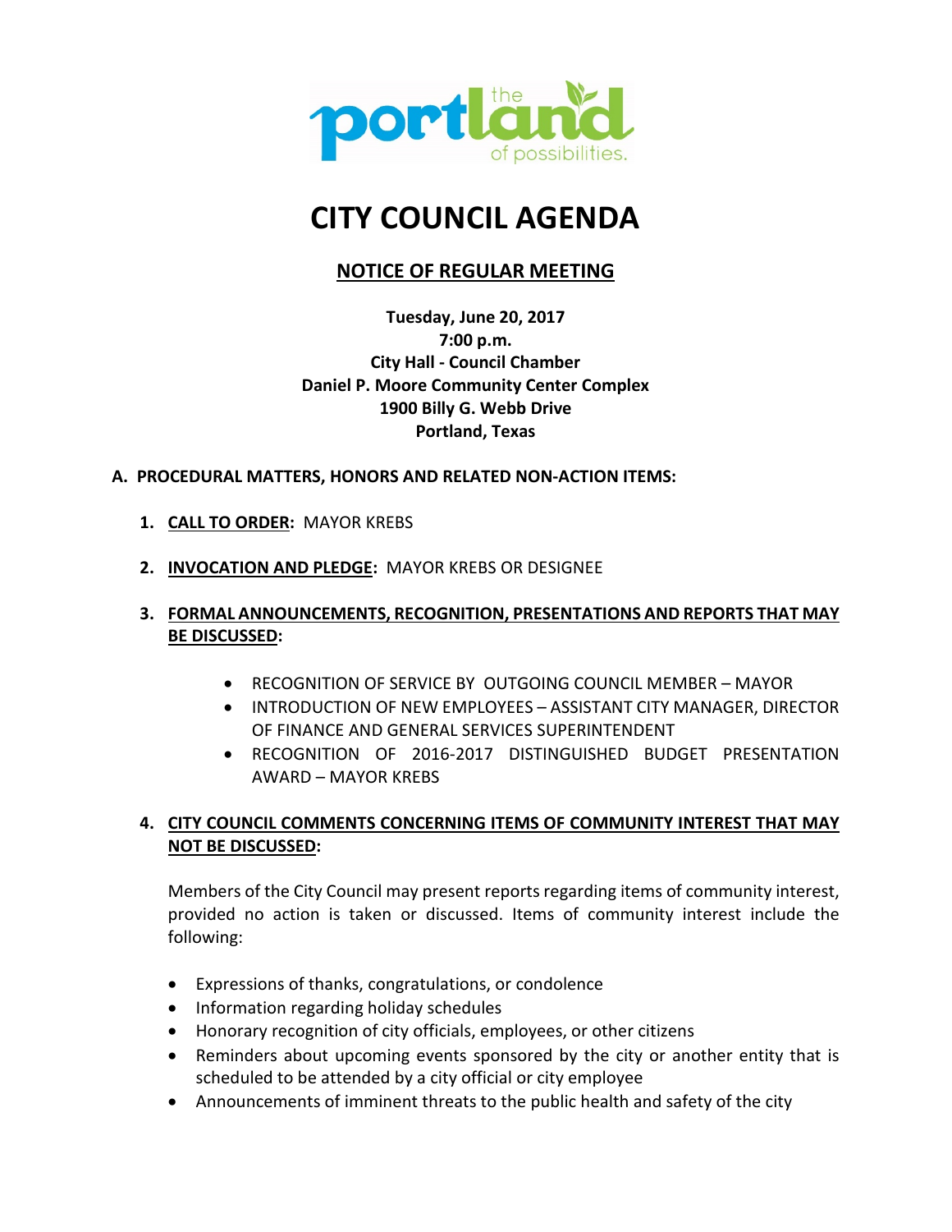# CITY COUNCIL AGENDA

## NOTICE OF REGULAR MEETING

**Tuesday, June 20, 2017**
**7:00 p.m.**
**City Hall - Council Chamber**
**Daniel P. Moore Community Center Complex**
**1900 Billy G. Webb Drive**
**Portland, Texas**

**A. PROCEDURAL MATTERS, HONORS AND RELATED NON-ACTION ITEMS:**

1. **CALL TO ORDER:** MAYOR KREBS

2. **INVOCATION AND PLEDGE:** MAYOR KREBS OR DESIGNEE

3. **FORMAL ANNOUNCEMENTS, RECOGNITION, PRESENTATIONS AND REPORTS THAT MAY BE DISCUSSED:**

   - RECOGNITION OF SERVICE BY OUTGOING COUNCIL MEMBER – MAYOR
   - INTRODUCTION OF NEW EMPLOYEES – ASSISTANT CITY MANAGER, DIRECTOR OF FINANCE AND GENERAL SERVICES SUPERINTENDENT
   - RECOGNITION OF 2016-2017 DISTINGUISHED BUDGET PRESENTATION AWARD – MAYOR KREBS

4. **CITY COUNCIL COMMENTS CONCERNING ITEMS OF COMMUNITY INTEREST THAT MAY NOT BE DISCUSSED:**

   Members of the City Council may present reports regarding items of community interest, provided no action is taken or discussed. Items of community interest include the following:

   - Expressions of thanks, congratulations, or condolence
   - Information regarding holiday schedules
   - Honorary recognition of city officials, employees, or other citizens
   - Reminders about upcoming events sponsored by the city or another entity that is scheduled to be attended by a city official or city employee
   - Announcements of imminent threats to the public health and safety of the city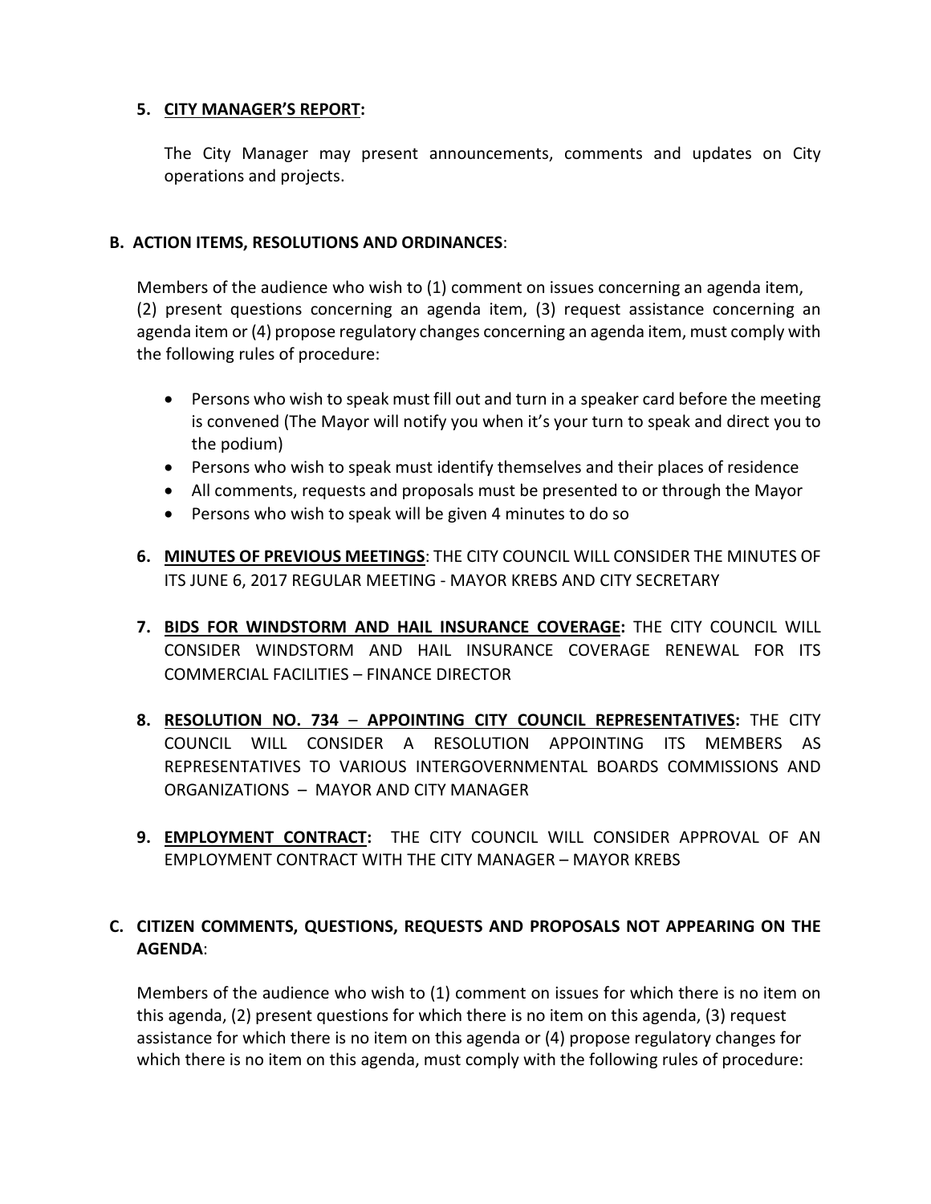5. **CITY MANAGER'S REPORT:**

   The City Manager may present announcements, comments and updates on City operations and projects.

**B. ACTION ITEMS, RESOLUTIONS AND ORDINANCES**:

Members of the audience who wish to (1) comment on issues concerning an agenda item, (2) present questions concerning an agenda item, (3) request assistance concerning an agenda item or (4) propose regulatory changes concerning an agenda item, must comply with the following rules of procedure:

- Persons who wish to speak must fill out and turn in a speaker card before the meeting is convened (The Mayor will notify you when it's your turn to speak and direct you to the podium)
- Persons who wish to speak must identify themselves and their places of residence
- All comments, requests and proposals must be presented to or through the Mayor
- Persons who wish to speak will be given 4 minutes to do so

6. **MINUTES OF PREVIOUS MEETINGS**: THE CITY COUNCIL WILL CONSIDER THE MINUTES OF ITS JUNE 6, 2017 REGULAR MEETING - MAYOR KREBS AND CITY SECRETARY

7. **BIDS FOR WINDSTORM AND HAIL INSURANCE COVERAGE:** THE CITY COUNCIL WILL CONSIDER WINDSTORM AND HAIL INSURANCE COVERAGE RENEWAL FOR ITS COMMERCIAL FACILITIES – FINANCE DIRECTOR

8. **RESOLUTION NO. 734 – APPOINTING CITY COUNCIL REPRESENTATIVES:** THE CITY COUNCIL WILL CONSIDER A RESOLUTION APPOINTING ITS MEMBERS AS REPRESENTATIVES TO VARIOUS INTERGOVERNMENTAL BOARDS COMMISSIONS AND ORGANIZATIONS – MAYOR AND CITY MANAGER

9. **EMPLOYMENT CONTRACT:** THE CITY COUNCIL WILL CONSIDER APPROVAL OF AN EMPLOYMENT CONTRACT WITH THE CITY MANAGER – MAYOR KREBS

**C. CITIZEN COMMENTS, QUESTIONS, REQUESTS AND PROPOSALS NOT APPEARING ON THE AGENDA**:

Members of the audience who wish to (1) comment on issues for which there is no item on this agenda, (2) present questions for which there is no item on this agenda, (3) request assistance for which there is no item on this agenda or (4) propose regulatory changes for which there is no item on this agenda, must comply with the following rules of procedure: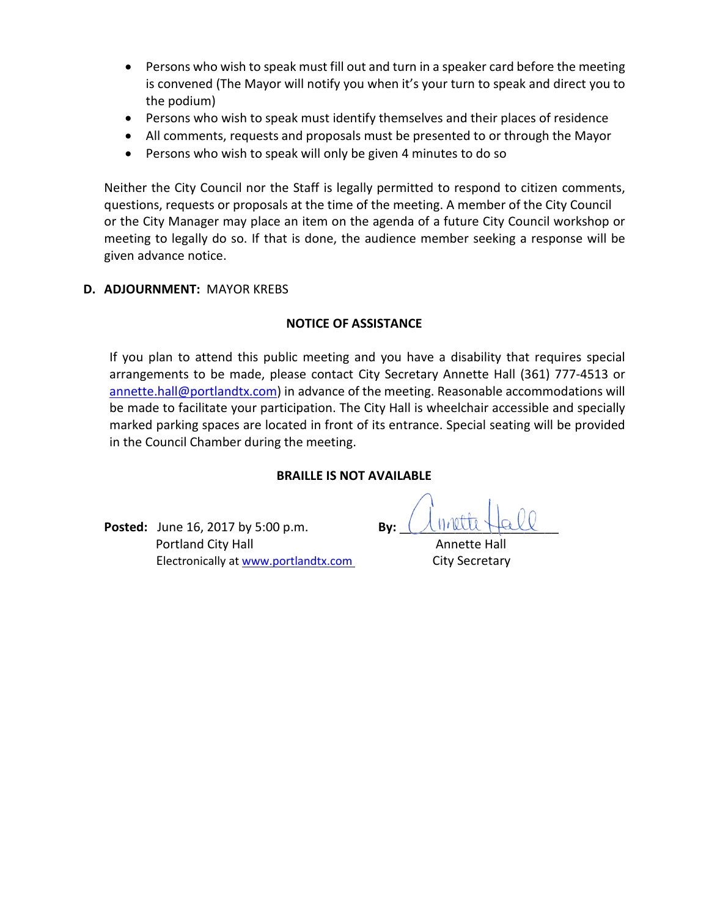- Persons who wish to speak must fill out and turn in a speaker card before the meeting is convened (The Mayor will notify you when it's your turn to speak and direct you to the podium)
- Persons who wish to speak must identify themselves and their places of residence
- All comments, requests and proposals must be presented to or through the Mayor
- Persons who wish to speak will only be given 4 minutes to do so

Neither the City Council nor the Staff is legally permitted to respond to citizen comments, questions, requests or proposals at the time of the meeting. A member of the City Council or the City Manager may place an item on the agenda of a future City Council workshop or meeting to legally do so. If that is done, the audience member seeking a response will be given advance notice.

**D. ADJOURNMENT:** MAYOR KREBS

**NOTICE OF ASSISTANCE**

If you plan to attend this public meeting and you have a disability that requires special arrangements to be made, please contact City Secretary Annette Hall (361) 777-4513 or annette.hall@portlandtx.com) in advance of the meeting. Reasonable accommodations will be made to facilitate your participation. The City Hall is wheelchair accessible and specially marked parking spaces are located in front of its entrance. Special seating will be provided in the Council Chamber during the meeting.

**BRAILLE IS NOT AVAILABLE**

**Posted:** June 16, 2017 by 5:00 p.m.
Portland City Hall
Electronically at www.portlandtx.com

**By:** Annette Hall
Annette Hall
City Secretary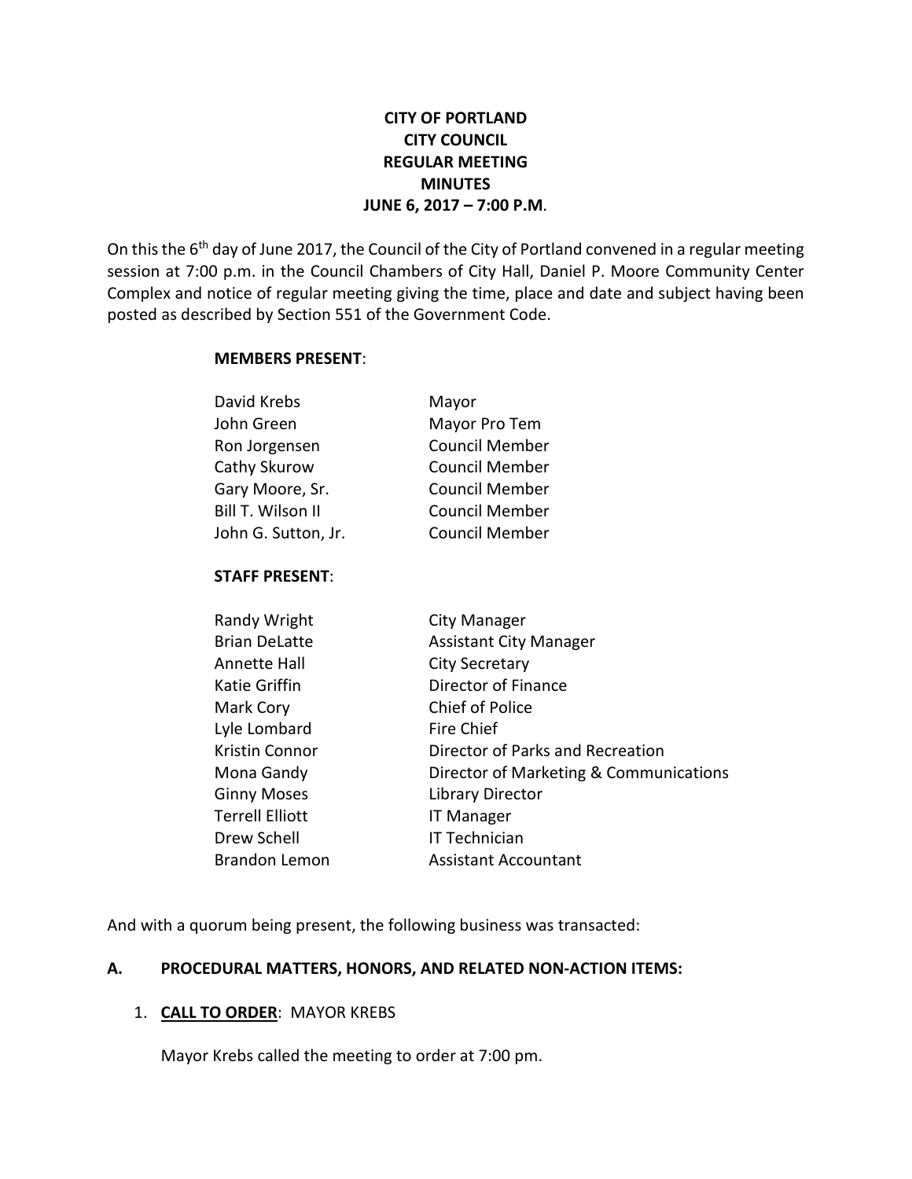**CITY OF PORTLAND**
**CITY COUNCIL**
**REGULAR MEETING**
**MINUTES**
**JUNE 6, 2017 – 7:00 P.M**.

On this the 6th day of June 2017, the Council of the City of Portland convened in a regular meeting session at 7:00 p.m. in the Council Chambers of City Hall, Daniel P. Moore Community Center Complex and notice of regular meeting giving the time, place and date and subject having been posted as described by Section 551 of the Government Code.

**MEMBERS PRESENT**:

| | |
|---|---|
| David Krebs | Mayor |
| John Green | Mayor Pro Tem |
| Ron Jorgensen | Council Member |
| Cathy Skurow | Council Member |
| Gary Moore, Sr. | Council Member |
| Bill T. Wilson II | Council Member |
| John G. Sutton, Jr. | Council Member |

**STAFF PRESENT**:

| | |
|---|---|
| Randy Wright | City Manager |
| Brian DeLatte | Assistant City Manager |
| Annette Hall | City Secretary |
| Katie Griffin | Director of Finance |
| Mark Cory | Chief of Police |
| Lyle Lombard | Fire Chief |
| Kristin Connor | Director of Parks and Recreation |
| Mona Gandy | Director of Marketing & Communications |
| Ginny Moses | Library Director |
| Terrell Elliott | IT Manager |
| Drew Schell | IT Technician |
| Brandon Lemon | Assistant Accountant |

And with a quorum being present, the following business was transacted:

**A. PROCEDURAL MATTERS, HONORS, AND RELATED NON-ACTION ITEMS:**

1. **CALL TO ORDER**: MAYOR KREBS

   Mayor Krebs called the meeting to order at 7:00 pm.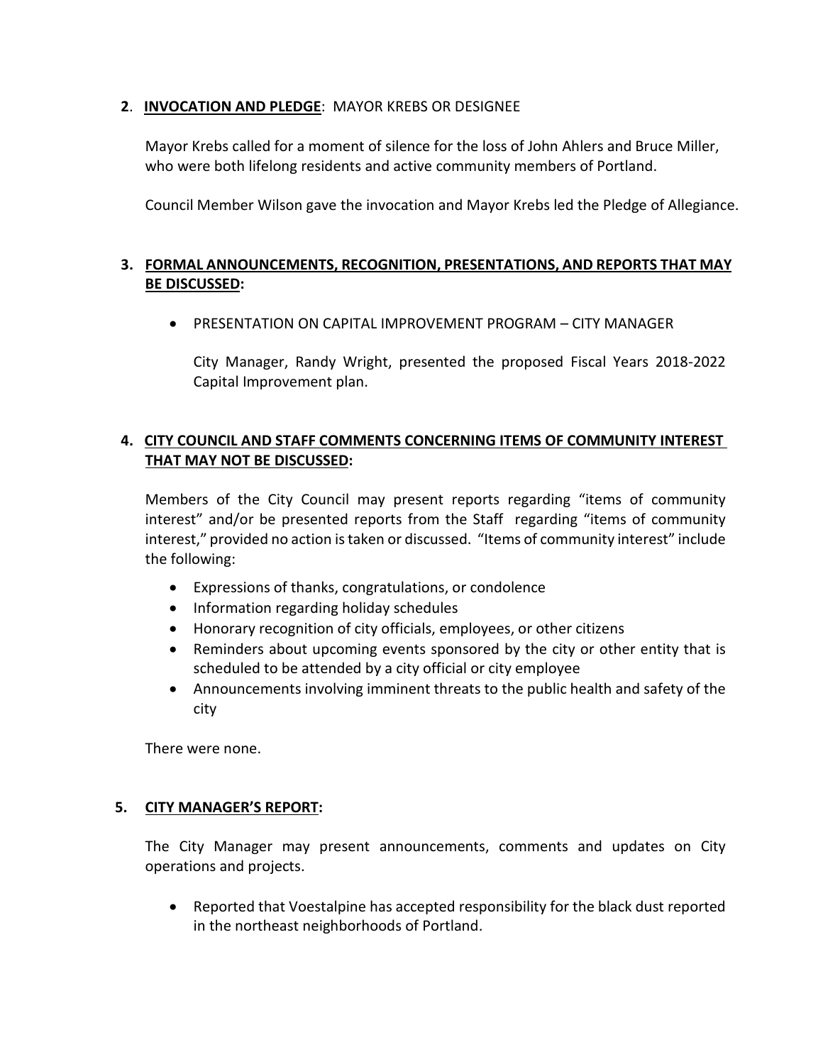**2**. **INVOCATION AND PLEDGE**: MAYOR KREBS OR DESIGNEE

Mayor Krebs called for a moment of silence for the loss of John Ahlers and Bruce Miller, who were both lifelong residents and active community members of Portland.

Council Member Wilson gave the invocation and Mayor Krebs led the Pledge of Allegiance.

**3. FORMAL ANNOUNCEMENTS, RECOGNITION, PRESENTATIONS, AND REPORTS THAT MAY BE DISCUSSED:**

- PRESENTATION ON CAPITAL IMPROVEMENT PROGRAM – CITY MANAGER

  City Manager, Randy Wright, presented the proposed Fiscal Years 2018-2022 Capital Improvement plan.

**4. CITY COUNCIL AND STAFF COMMENTS CONCERNING ITEMS OF COMMUNITY INTEREST THAT MAY NOT BE DISCUSSED:**

Members of the City Council may present reports regarding "items of community interest" and/or be presented reports from the Staff regarding "items of community interest," provided no action is taken or discussed. "Items of community interest" include the following:

- Expressions of thanks, congratulations, or condolence
- Information regarding holiday schedules
- Honorary recognition of city officials, employees, or other citizens
- Reminders about upcoming events sponsored by the city or other entity that is scheduled to be attended by a city official or city employee
- Announcements involving imminent threats to the public health and safety of the city

There were none.

**5. CITY MANAGER'S REPORT:**

The City Manager may present announcements, comments and updates on City operations and projects.

- Reported that Voestalpine has accepted responsibility for the black dust reported in the northeast neighborhoods of Portland.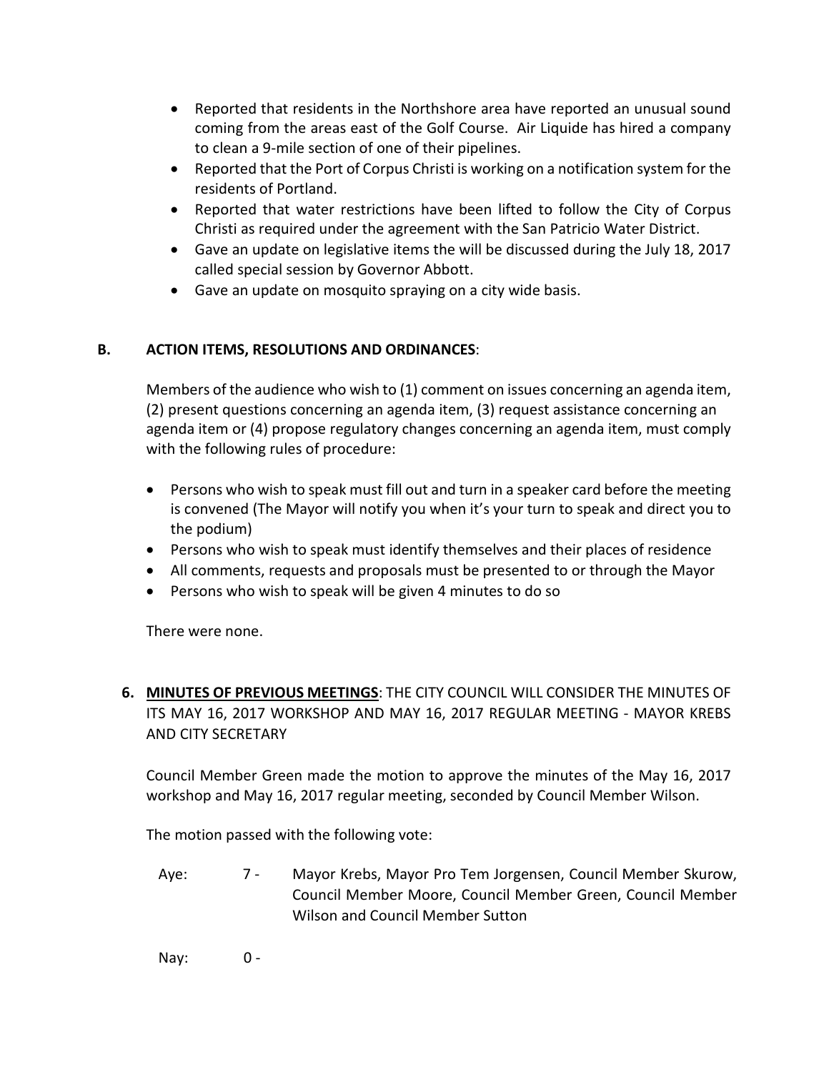- Reported that residents in the Northshore area have reported an unusual sound coming from the areas east of the Golf Course. Air Liquide has hired a company to clean a 9-mile section of one of their pipelines.
- Reported that the Port of Corpus Christi is working on a notification system for the residents of Portland.
- Reported that water restrictions have been lifted to follow the City of Corpus Christi as required under the agreement with the San Patricio Water District.
- Gave an update on legislative items the will be discussed during the July 18, 2017 called special session by Governor Abbott.
- Gave an update on mosquito spraying on a city wide basis.

## B. ACTION ITEMS, RESOLUTIONS AND ORDINANCES:

Members of the audience who wish to (1) comment on issues concerning an agenda item, (2) present questions concerning an agenda item, (3) request assistance concerning an agenda item or (4) propose regulatory changes concerning an agenda item, must comply with the following rules of procedure:

- Persons who wish to speak must fill out and turn in a speaker card before the meeting is convened (The Mayor will notify you when it's your turn to speak and direct you to the podium)
- Persons who wish to speak must identify themselves and their places of residence
- All comments, requests and proposals must be presented to or through the Mayor
- Persons who wish to speak will be given 4 minutes to do so

There were none.

**6. MINUTES OF PREVIOUS MEETINGS**: THE CITY COUNCIL WILL CONSIDER THE MINUTES OF ITS MAY 16, 2017 WORKSHOP AND MAY 16, 2017 REGULAR MEETING - MAYOR KREBS AND CITY SECRETARY

Council Member Green made the motion to approve the minutes of the May 16, 2017 workshop and May 16, 2017 regular meeting, seconded by Council Member Wilson.

The motion passed with the following vote:

Aye: 7 - Mayor Krebs, Mayor Pro Tem Jorgensen, Council Member Skurow, Council Member Moore, Council Member Green, Council Member Wilson and Council Member Sutton

Nay: 0 -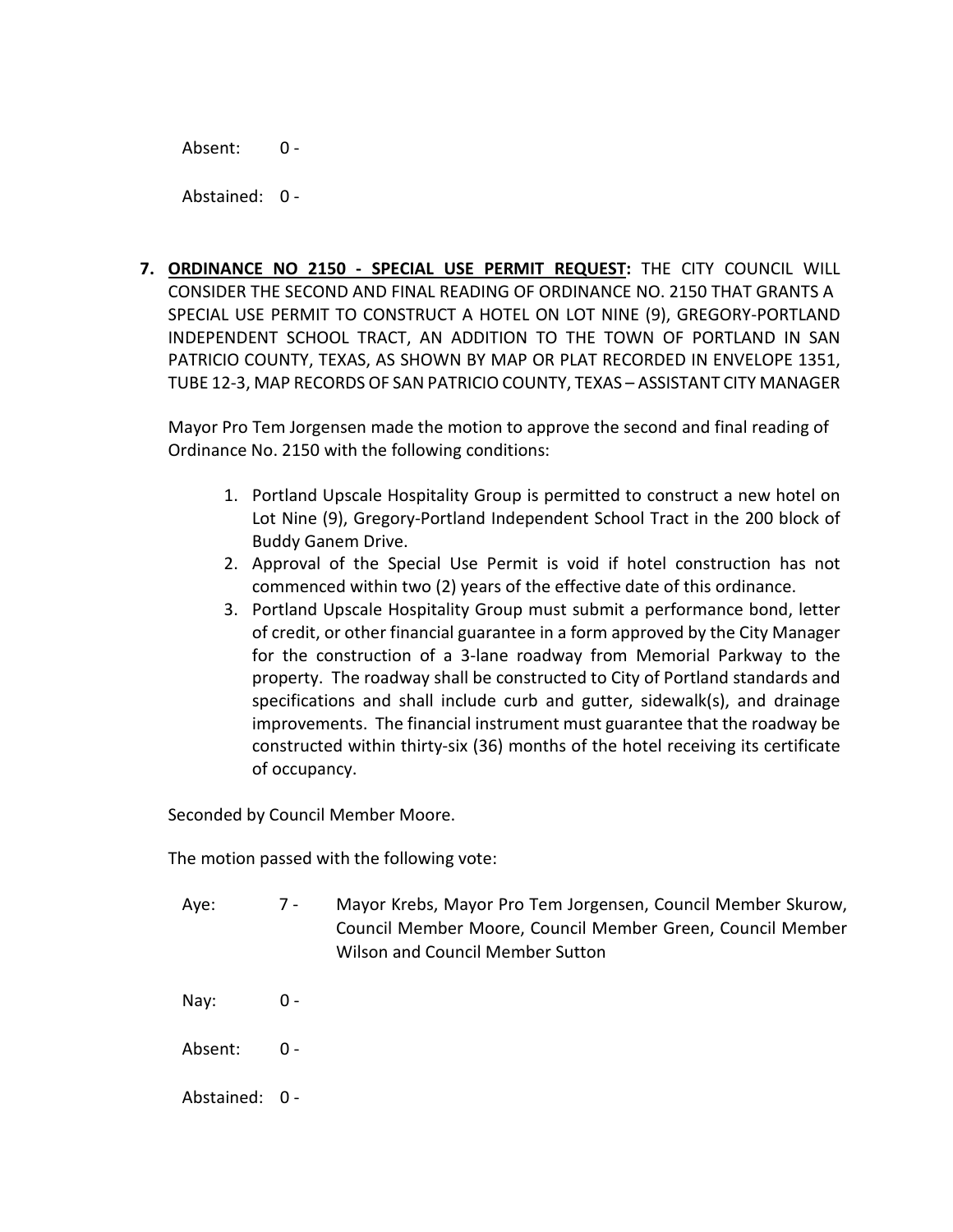Absent: 0 -

Abstained: 0 -

7. **ORDINANCE NO 2150 - SPECIAL USE PERMIT REQUEST:** THE CITY COUNCIL WILL CONSIDER THE SECOND AND FINAL READING OF ORDINANCE NO. 2150 THAT GRANTS A SPECIAL USE PERMIT TO CONSTRUCT A HOTEL ON LOT NINE (9), GREGORY-PORTLAND INDEPENDENT SCHOOL TRACT, AN ADDITION TO THE TOWN OF PORTLAND IN SAN PATRICIO COUNTY, TEXAS, AS SHOWN BY MAP OR PLAT RECORDED IN ENVELOPE 1351, TUBE 12-3, MAP RECORDS OF SAN PATRICIO COUNTY, TEXAS – ASSISTANT CITY MANAGER

   Mayor Pro Tem Jorgensen made the motion to approve the second and final reading of Ordinance No. 2150 with the following conditions:

   1. Portland Upscale Hospitality Group is permitted to construct a new hotel on Lot Nine (9), Gregory-Portland Independent School Tract in the 200 block of Buddy Ganem Drive.
   2. Approval of the Special Use Permit is void if hotel construction has not commenced within two (2) years of the effective date of this ordinance.
   3. Portland Upscale Hospitality Group must submit a performance bond, letter of credit, or other financial guarantee in a form approved by the City Manager for the construction of a 3-lane roadway from Memorial Parkway to the property. The roadway shall be constructed to City of Portland standards and specifications and shall include curb and gutter, sidewalk(s), and drainage improvements. The financial instrument must guarantee that the roadway be constructed within thirty-six (36) months of the hotel receiving its certificate of occupancy.

   Seconded by Council Member Moore.

   The motion passed with the following vote:

   Aye: 7 - Mayor Krebs, Mayor Pro Tem Jorgensen, Council Member Skurow, Council Member Moore, Council Member Green, Council Member Wilson and Council Member Sutton

   Nay: 0 -

   Absent: 0 -

   Abstained: 0 -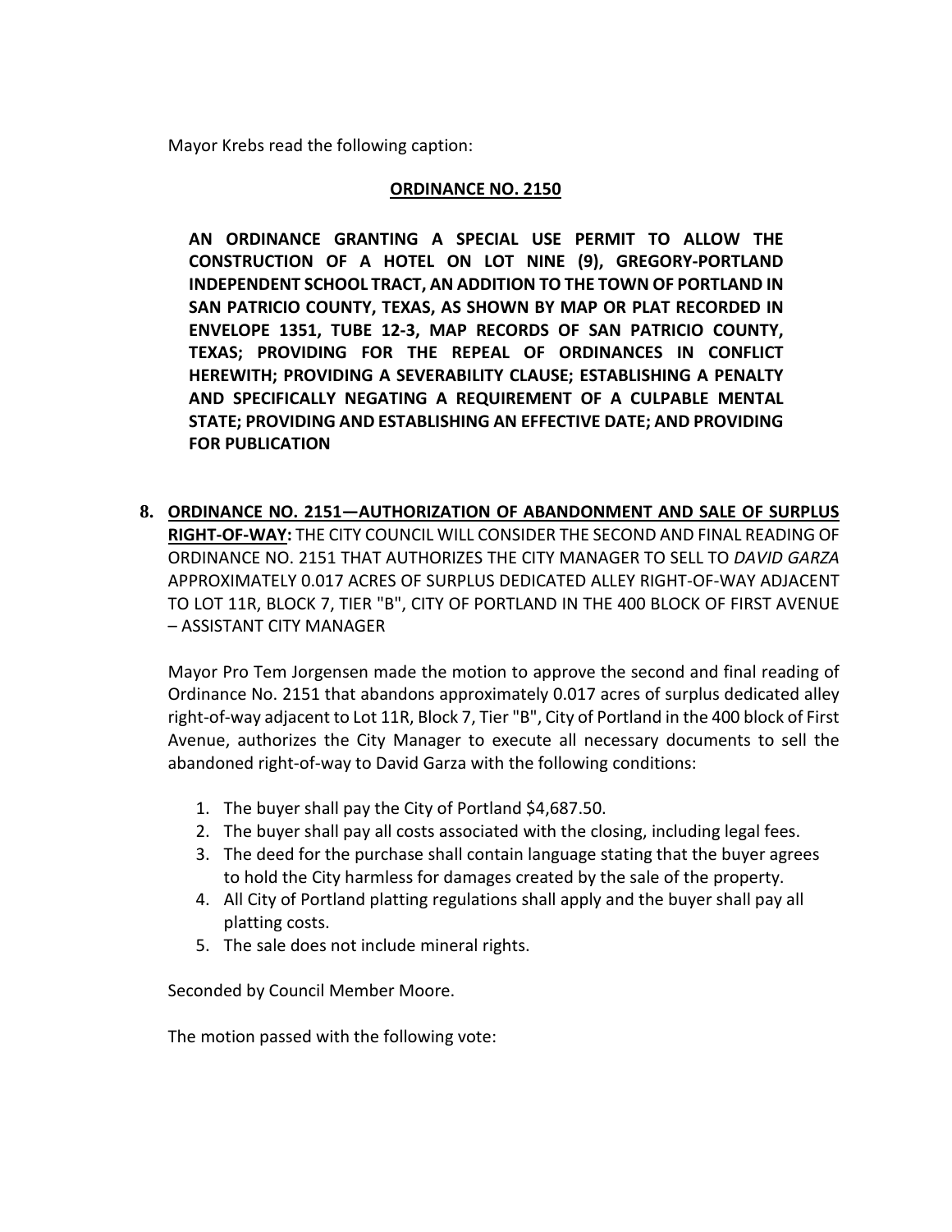Mayor Krebs read the following caption:

**ORDINANCE NO. 2150**

**AN ORDINANCE GRANTING A SPECIAL USE PERMIT TO ALLOW THE CONSTRUCTION OF A HOTEL ON LOT NINE (9), GREGORY-PORTLAND INDEPENDENT SCHOOL TRACT, AN ADDITION TO THE TOWN OF PORTLAND IN SAN PATRICIO COUNTY, TEXAS, AS SHOWN BY MAP OR PLAT RECORDED IN ENVELOPE 1351, TUBE 12-3, MAP RECORDS OF SAN PATRICIO COUNTY, TEXAS; PROVIDING FOR THE REPEAL OF ORDINANCES IN CONFLICT HEREWITH; PROVIDING A SEVERABILITY CLAUSE; ESTABLISHING A PENALTY AND SPECIFICALLY NEGATING A REQUIREMENT OF A CULPABLE MENTAL STATE; PROVIDING AND ESTABLISHING AN EFFECTIVE DATE; AND PROVIDING FOR PUBLICATION**

8. **ORDINANCE NO. 2151—AUTHORIZATION OF ABANDONMENT AND SALE OF SURPLUS RIGHT-OF-WAY:** THE CITY COUNCIL WILL CONSIDER THE SECOND AND FINAL READING OF ORDINANCE NO. 2151 THAT AUTHORIZES THE CITY MANAGER TO SELL TO *DAVID GARZA* APPROXIMATELY 0.017 ACRES OF SURPLUS DEDICATED ALLEY RIGHT-OF-WAY ADJACENT TO LOT 11R, BLOCK 7, TIER "B", CITY OF PORTLAND IN THE 400 BLOCK OF FIRST AVENUE – ASSISTANT CITY MANAGER

   Mayor Pro Tem Jorgensen made the motion to approve the second and final reading of Ordinance No. 2151 that abandons approximately 0.017 acres of surplus dedicated alley right-of-way adjacent to Lot 11R, Block 7, Tier "B", City of Portland in the 400 block of First Avenue, authorizes the City Manager to execute all necessary documents to sell the abandoned right-of-way to David Garza with the following conditions:

   1. The buyer shall pay the City of Portland $4,687.50.
   2. The buyer shall pay all costs associated with the closing, including legal fees.
   3. The deed for the purchase shall contain language stating that the buyer agrees to hold the City harmless for damages created by the sale of the property.
   4. All City of Portland platting regulations shall apply and the buyer shall pay all platting costs.
   5. The sale does not include mineral rights.

   Seconded by Council Member Moore.

   The motion passed with the following vote: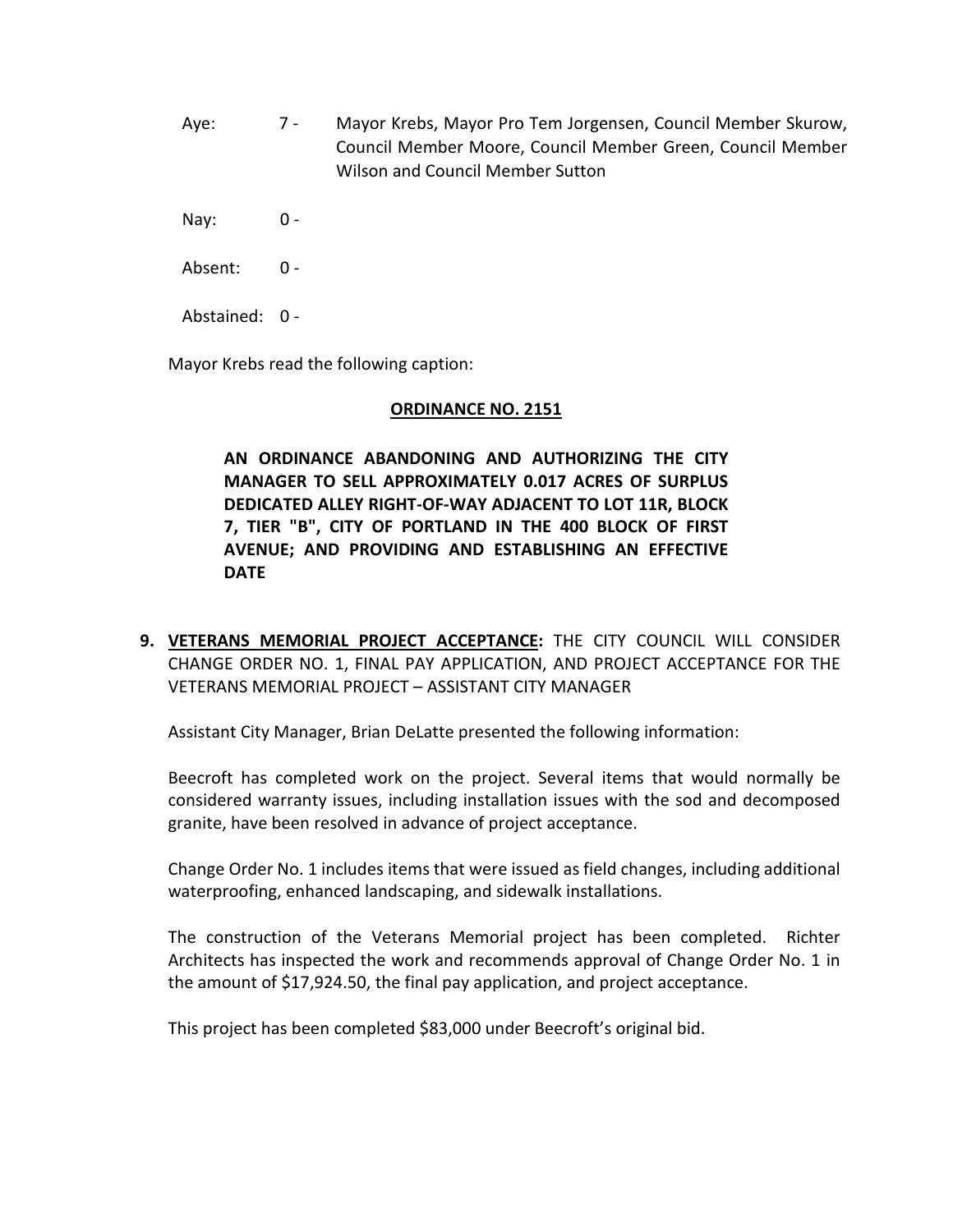Aye: 7 - Mayor Krebs, Mayor Pro Tem Jorgensen, Council Member Skurow, Council Member Moore, Council Member Green, Council Member Wilson and Council Member Sutton

Nay: 0 -

Absent: 0 -

Abstained: 0 -

Mayor Krebs read the following caption:

**ORDINANCE NO. 2151**

**AN ORDINANCE ABANDONING AND AUTHORIZING THE CITY MANAGER TO SELL APPROXIMATELY 0.017 ACRES OF SURPLUS DEDICATED ALLEY RIGHT-OF-WAY ADJACENT TO LOT 11R, BLOCK 7, TIER "B", CITY OF PORTLAND IN THE 400 BLOCK OF FIRST AVENUE; AND PROVIDING AND ESTABLISHING AN EFFECTIVE DATE**

**9. VETERANS MEMORIAL PROJECT ACCEPTANCE:** THE CITY COUNCIL WILL CONSIDER CHANGE ORDER NO. 1, FINAL PAY APPLICATION, AND PROJECT ACCEPTANCE FOR THE VETERANS MEMORIAL PROJECT – ASSISTANT CITY MANAGER

Assistant City Manager, Brian DeLatte presented the following information:

Beecroft has completed work on the project. Several items that would normally be considered warranty issues, including installation issues with the sod and decomposed granite, have been resolved in advance of project acceptance.

Change Order No. 1 includes items that were issued as field changes, including additional waterproofing, enhanced landscaping, and sidewalk installations.

The construction of the Veterans Memorial project has been completed. Richter Architects has inspected the work and recommends approval of Change Order No. 1 in the amount of $17,924.50, the final pay application, and project acceptance.

This project has been completed $83,000 under Beecroft's original bid.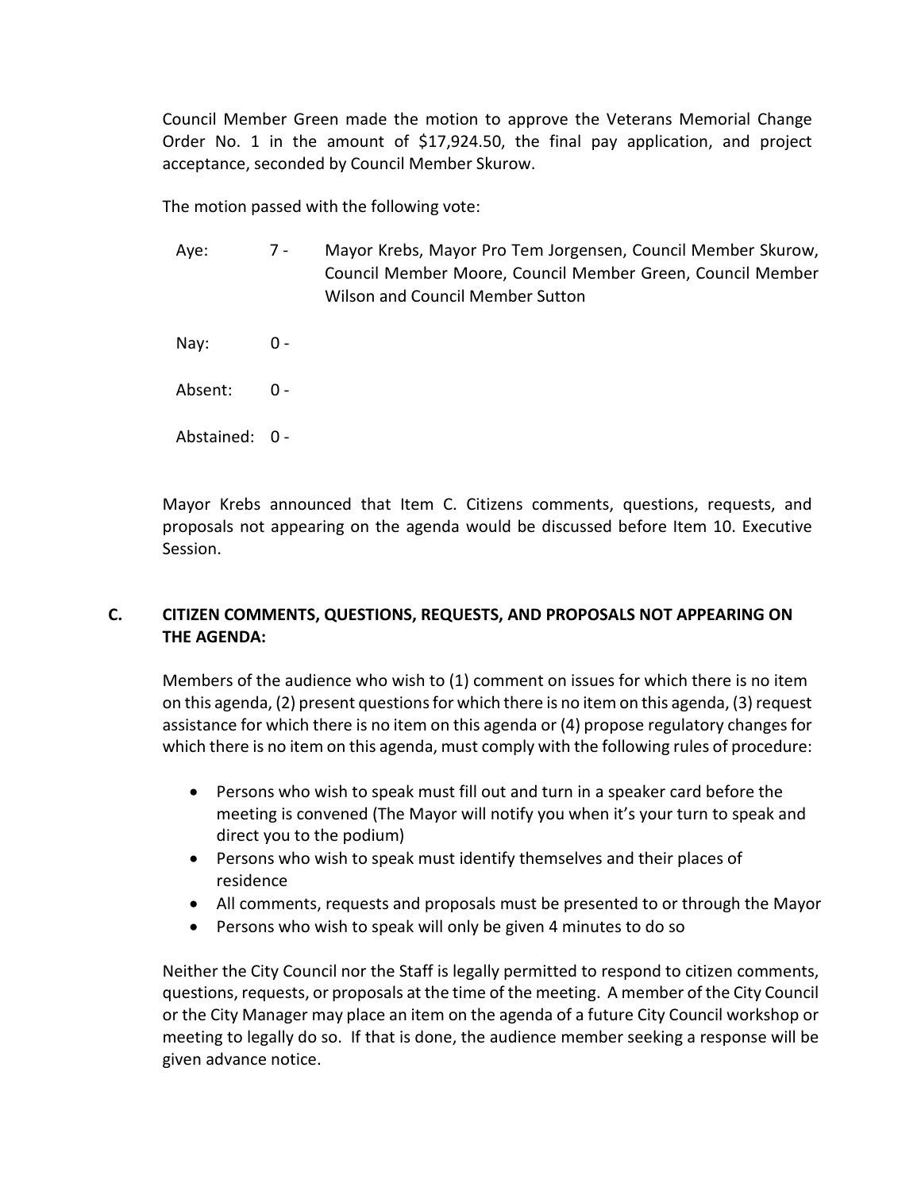Council Member Green made the motion to approve the Veterans Memorial Change Order No. 1 in the amount of $17,924.50, the final pay application, and project acceptance, seconded by Council Member Skurow.

The motion passed with the following vote:

Aye: 7 - Mayor Krebs, Mayor Pro Tem Jorgensen, Council Member Skurow, Council Member Moore, Council Member Green, Council Member Wilson and Council Member Sutton

Nay: 0 -

Absent: 0 -

Abstained: 0 -

Mayor Krebs announced that Item C. Citizens comments, questions, requests, and proposals not appearing on the agenda would be discussed before Item 10. Executive Session.

## C. CITIZEN COMMENTS, QUESTIONS, REQUESTS, AND PROPOSALS NOT APPEARING ON THE AGENDA:

Members of the audience who wish to (1) comment on issues for which there is no item on this agenda, (2) present questions for which there is no item on this agenda, (3) request assistance for which there is no item on this agenda or (4) propose regulatory changes for which there is no item on this agenda, must comply with the following rules of procedure:

- Persons who wish to speak must fill out and turn in a speaker card before the meeting is convened (The Mayor will notify you when it's your turn to speak and direct you to the podium)
- Persons who wish to speak must identify themselves and their places of residence
- All comments, requests and proposals must be presented to or through the Mayor
- Persons who wish to speak will only be given 4 minutes to do so

Neither the City Council nor the Staff is legally permitted to respond to citizen comments, questions, requests, or proposals at the time of the meeting. A member of the City Council or the City Manager may place an item on the agenda of a future City Council workshop or meeting to legally do so. If that is done, the audience member seeking a response will be given advance notice.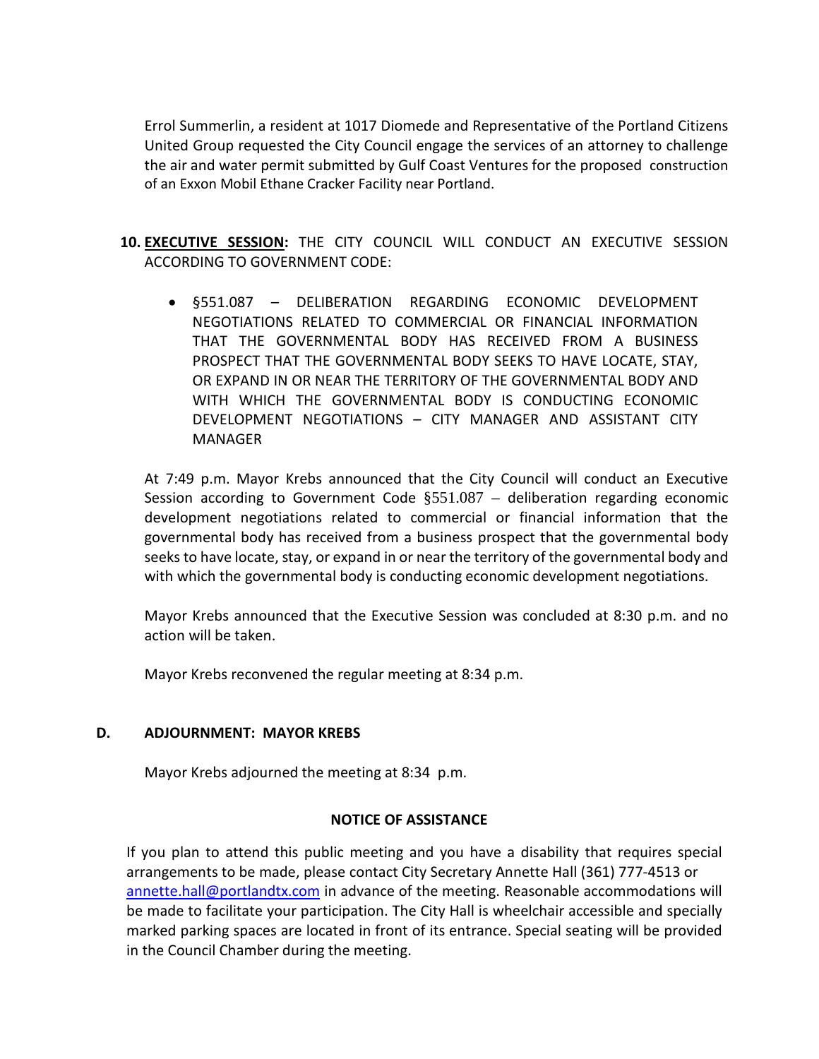Errol Summerlin, a resident at 1017 Diomede and Representative of the Portland Citizens United Group requested the City Council engage the services of an attorney to challenge the air and water permit submitted by Gulf Coast Ventures for the proposed construction of an Exxon Mobil Ethane Cracker Facility near Portland.

10. **EXECUTIVE SESSION:** THE CITY COUNCIL WILL CONDUCT AN EXECUTIVE SESSION ACCORDING TO GOVERNMENT CODE:

    - §551.087 – DELIBERATION REGARDING ECONOMIC DEVELOPMENT NEGOTIATIONS RELATED TO COMMERCIAL OR FINANCIAL INFORMATION THAT THE GOVERNMENTAL BODY HAS RECEIVED FROM A BUSINESS PROSPECT THAT THE GOVERNMENTAL BODY SEEKS TO HAVE LOCATE, STAY, OR EXPAND IN OR NEAR THE TERRITORY OF THE GOVERNMENTAL BODY AND WITH WHICH THE GOVERNMENTAL BODY IS CONDUCTING ECONOMIC DEVELOPMENT NEGOTIATIONS – CITY MANAGER AND ASSISTANT CITY MANAGER

    At 7:49 p.m. Mayor Krebs announced that the City Council will conduct an Executive Session according to Government Code §551.087 – deliberation regarding economic development negotiations related to commercial or financial information that the governmental body has received from a business prospect that the governmental body seeks to have locate, stay, or expand in or near the territory of the governmental body and with which the governmental body is conducting economic development negotiations.

    Mayor Krebs announced that the Executive Session was concluded at 8:30 p.m. and no action will be taken.

    Mayor Krebs reconvened the regular meeting at 8:34 p.m.

**D. ADJOURNMENT: MAYOR KREBS**

Mayor Krebs adjourned the meeting at 8:34 p.m.

**NOTICE OF ASSISTANCE**

If you plan to attend this public meeting and you have a disability that requires special arrangements to be made, please contact City Secretary Annette Hall (361) 777-4513 or annette.hall@portlandtx.com in advance of the meeting. Reasonable accommodations will be made to facilitate your participation. The City Hall is wheelchair accessible and specially marked parking spaces are located in front of its entrance. Special seating will be provided in the Council Chamber during the meeting.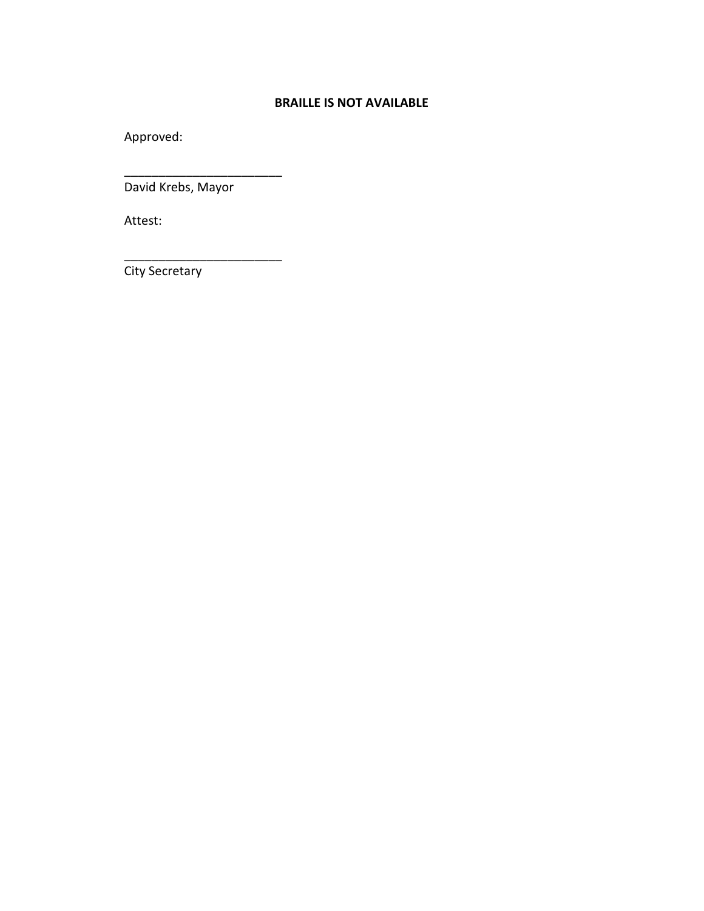**BRAILLE IS NOT AVAILABLE**

Approved:

_______________________
David Krebs, Mayor

Attest:

_______________________
City Secretary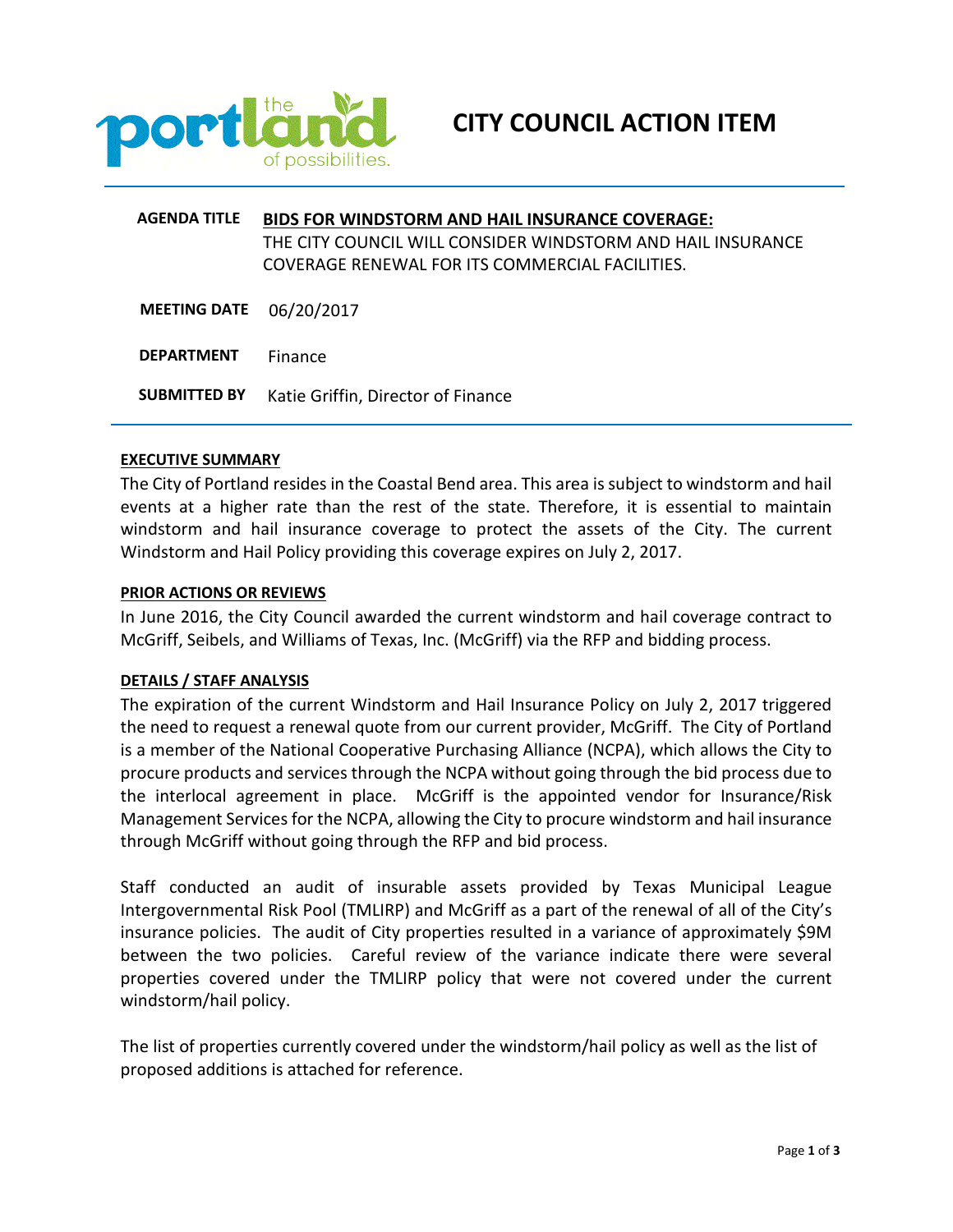# CITY COUNCIL ACTION ITEM

**AGENDA TITLE** **BIDS FOR WINDSTORM AND HAIL INSURANCE COVERAGE:**
THE CITY COUNCIL WILL CONSIDER WINDSTORM AND HAIL INSURANCE COVERAGE RENEWAL FOR ITS COMMERCIAL FACILITIES.

**MEETING DATE** 06/20/2017

**DEPARTMENT** Finance

**SUBMITTED BY** Katie Griffin, Director of Finance

## EXECUTIVE SUMMARY

The City of Portland resides in the Coastal Bend area. This area is subject to windstorm and hail events at a higher rate than the rest of the state. Therefore, it is essential to maintain windstorm and hail insurance coverage to protect the assets of the City. The current Windstorm and Hail Policy providing this coverage expires on July 2, 2017.

## PRIOR ACTIONS OR REVIEWS

In June 2016, the City Council awarded the current windstorm and hail coverage contract to McGriff, Seibels, and Williams of Texas, Inc. (McGriff) via the RFP and bidding process.

## DETAILS / STAFF ANALYSIS

The expiration of the current Windstorm and Hail Insurance Policy on July 2, 2017 triggered the need to request a renewal quote from our current provider, McGriff. The City of Portland is a member of the National Cooperative Purchasing Alliance (NCPA), which allows the City to procure products and services through the NCPA without going through the bid process due to the interlocal agreement in place. McGriff is the appointed vendor for Insurance/Risk Management Services for the NCPA, allowing the City to procure windstorm and hail insurance through McGriff without going through the RFP and bid process.

Staff conducted an audit of insurable assets provided by Texas Municipal League Intergovernmental Risk Pool (TMLIRP) and McGriff as a part of the renewal of all of the City's insurance policies. The audit of City properties resulted in a variance of approximately $9M between the two policies. Careful review of the variance indicate there were several properties covered under the TMLIRP policy that were not covered under the current windstorm/hail policy.

The list of properties currently covered under the windstorm/hail policy as well as the list of proposed additions is attached for reference.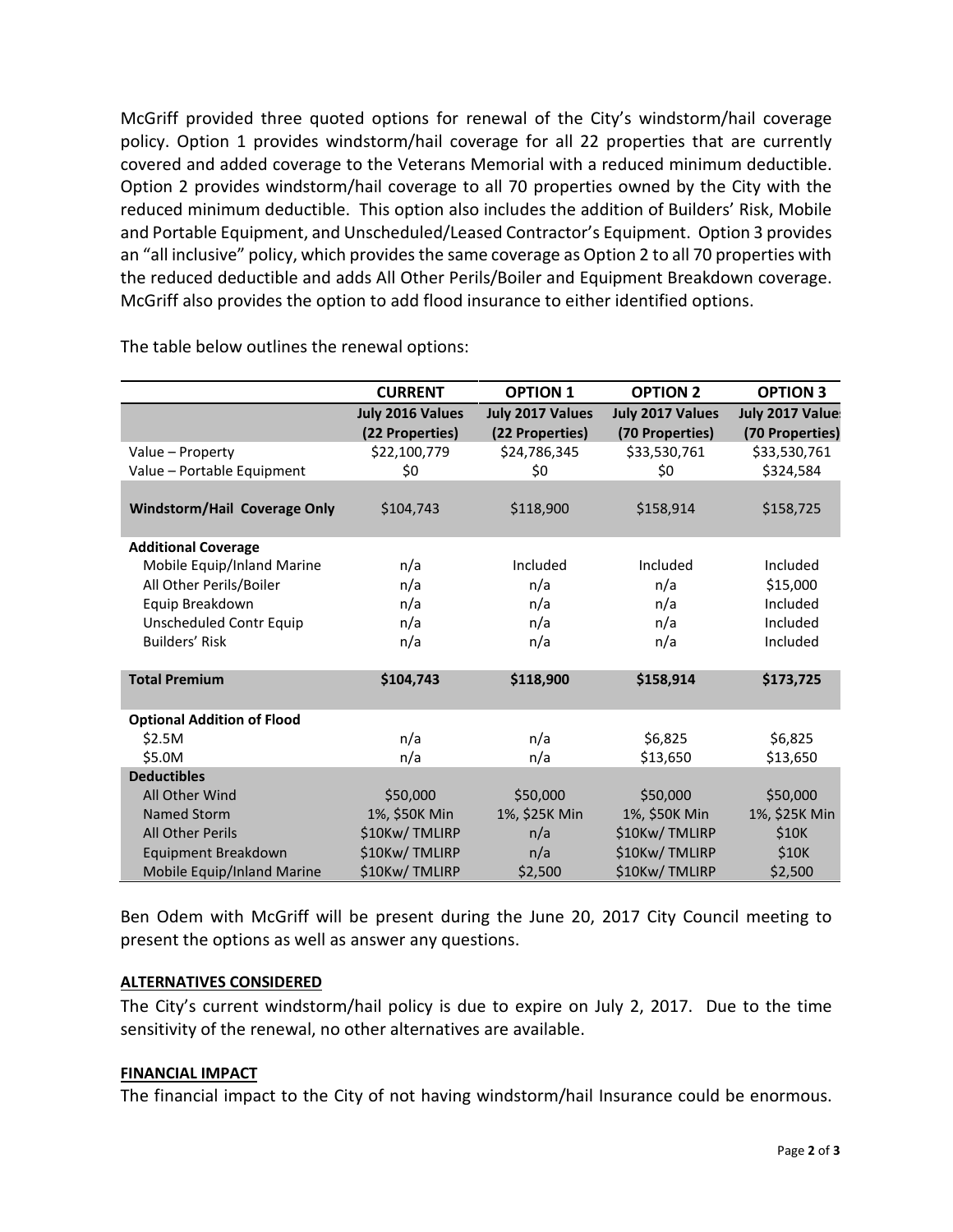McGriff provided three quoted options for renewal of the City's windstorm/hail coverage policy. Option 1 provides windstorm/hail coverage for all 22 properties that are currently covered and added coverage to the Veterans Memorial with a reduced minimum deductible. Option 2 provides windstorm/hail coverage to all 70 properties owned by the City with the reduced minimum deductible. This option also includes the addition of Builders' Risk, Mobile and Portable Equipment, and Unscheduled/Leased Contractor's Equipment. Option 3 provides an "all inclusive" policy, which provides the same coverage as Option 2 to all 70 properties with the reduced deductible and adds All Other Perils/Boiler and Equipment Breakdown coverage. McGriff also provides the option to add flood insurance to either identified options.

The table below outlines the renewal options:

| | **CURRENT** | **OPTION 1** | **OPTION 2** | **OPTION 3** |
|---|---|---|---|---|
| | **July 2016 Values (22 Properties)** | **July 2017 Values (22 Properties)** | **July 2017 Values (70 Properties)** | **July 2017 Values (70 Properties)** |
| Value – Property | $22,100,779 | $24,786,345 | $33,530,761 | $33,530,761 |
| Value – Portable Equipment | $0 | $0 | $0 | $324,584 |
| **Windstorm/Hail Coverage Only** | $104,743 | $118,900 | $158,914 | $158,725 |
| **Additional Coverage** | | | | |
| Mobile Equip/Inland Marine | n/a | Included | Included | Included |
| All Other Perils/Boiler | n/a | n/a | n/a | $15,000 |
| Equip Breakdown | n/a | n/a | n/a | Included |
| Unscheduled Contr Equip | n/a | n/a | n/a | Included |
| Builders' Risk | n/a | n/a | n/a | Included |
| **Total Premium** | **$104,743** | **$118,900** | **$158,914** | **$173,725** |
| **Optional Addition of Flood** | | | | |
| $2.5M | n/a | n/a | $6,825 | $6,825 |
| $5.0M | n/a | n/a | $13,650 | $13,650 |
| **Deductibles** | | | | |
| All Other Wind | $50,000 | $50,000 | $50,000 | $50,000 |
| Named Storm | 1%, $50K Min | 1%, $25K Min | 1%, $50K Min | 1%, $25K Min |
| All Other Perils | $10Kw/ TMLIRP | n/a | $10Kw/ TMLIRP | $10K |
| Equipment Breakdown | $10Kw/ TMLIRP | n/a | $10Kw/ TMLIRP | $10K |
| Mobile Equip/Inland Marine | $10Kw/ TMLIRP | $2,500 | $10Kw/ TMLIRP | $2,500 |

Ben Odem with McGriff will be present during the June 20, 2017 City Council meeting to present the options as well as answer any questions.

**ALTERNATIVES CONSIDERED**

The City's current windstorm/hail policy is due to expire on July 2, 2017. Due to the time sensitivity of the renewal, no other alternatives are available.

**FINANCIAL IMPACT**

The financial impact to the City of not having windstorm/hail Insurance could be enormous.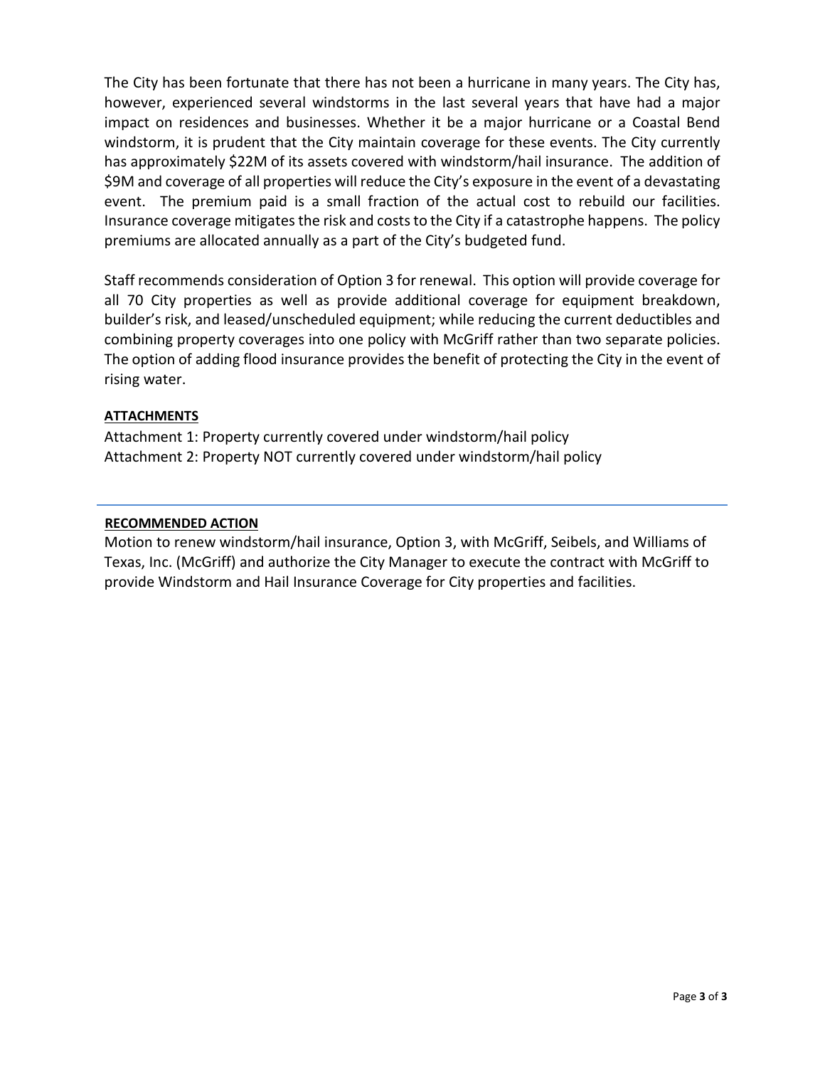The City has been fortunate that there has not been a hurricane in many years. The City has, however, experienced several windstorms in the last several years that have had a major impact on residences and businesses. Whether it be a major hurricane or a Coastal Bend windstorm, it is prudent that the City maintain coverage for these events. The City currently has approximately $22M of its assets covered with windstorm/hail insurance. The addition of $9M and coverage of all properties will reduce the City's exposure in the event of a devastating event. The premium paid is a small fraction of the actual cost to rebuild our facilities. Insurance coverage mitigates the risk and costs to the City if a catastrophe happens. The policy premiums are allocated annually as a part of the City's budgeted fund.

Staff recommends consideration of Option 3 for renewal. This option will provide coverage for all 70 City properties as well as provide additional coverage for equipment breakdown, builder's risk, and leased/unscheduled equipment; while reducing the current deductibles and combining property coverages into one policy with McGriff rather than two separate policies. The option of adding flood insurance provides the benefit of protecting the City in the event of rising water.

**ATTACHMENTS**

Attachment 1: Property currently covered under windstorm/hail policy
Attachment 2: Property NOT currently covered under windstorm/hail policy

**RECOMMENDED ACTION**

Motion to renew windstorm/hail insurance, Option 3, with McGriff, Seibels, and Williams of Texas, Inc. (McGriff) and authorize the City Manager to execute the contract with McGriff to provide Windstorm and Hail Insurance Coverage for City properties and facilities.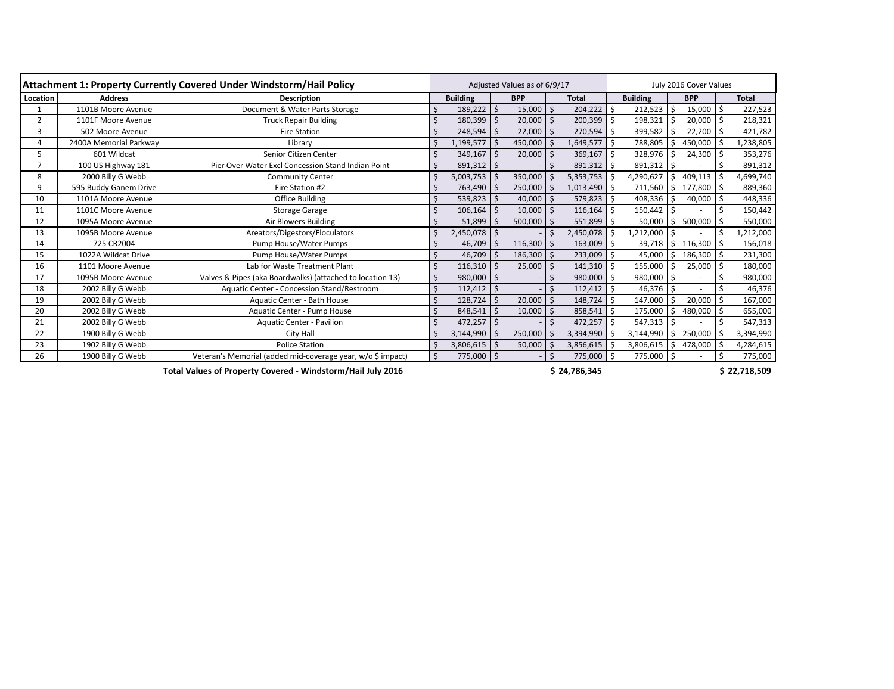| **Attachment 1: Property Currently Covered Under Windstorm/Hail Policy** | | | Adjusted Values as of 6/9/17 | | | July 2016 Cover Values | | |
|---|---|---|---|---|---|---|---|---|
| **Location** | **Address** | **Description** | **Building** | **BPP** | **Total** | **Building** | **BPP** | **Total** |
| 1 | 1101B Moore Avenue | Document & Water Parts Storage | $ 189,222 | $ 15,000 | $ 204,222 | $ 212,523 | $ 15,000 | $ 227,523 |
| 2 | 1101F Moore Avenue | Truck Repair Building | $ 180,399 | $ 20,000 | $ 200,399 | $ 198,321 | $ 20,000 | $ 218,321 |
| 3 | 502 Moore Avenue | Fire Station | $ 248,594 | $ 22,000 | $ 270,594 | $ 399,582 | $ 22,200 | $ 421,782 |
| 4 | 2400A Memorial Parkway | Library | $ 1,199,577 | $ 450,000 | $ 1,649,577 | $ 788,805 | $ 450,000 | $ 1,238,805 |
| 5 | 601 Wildcat | Senior Citizen Center | $ 349,167 | $ 20,000 | $ 369,167 | $ 328,976 | $ 24,300 | $ 353,276 |
| 7 | 100 US Highway 181 | Pier Over Water Excl Concession Stand Indian Point | $ 891,312 | $ - | $ 891,312 | $ 891,312 | $ - | $ 891,312 |
| 8 | 2000 Billy G Webb | Community Center | $ 5,003,753 | $ 350,000 | $ 5,353,753 | $ 4,290,627 | $ 409,113 | $ 4,699,740 |
| 9 | 595 Buddy Ganem Drive | Fire Station #2 | $ 763,490 | $ 250,000 | $ 1,013,490 | $ 711,560 | $ 177,800 | $ 889,360 |
| 10 | 1101A Moore Avenue | Office Building | $ 539,823 | $ 40,000 | $ 579,823 | $ 408,336 | $ 40,000 | $ 448,336 |
| 11 | 1101C Moore Avenue | Storage Garage | $ 106,164 | $ 10,000 | $ 116,164 | $ 150,442 | $ - | $ 150,442 |
| 12 | 1095A Moore Avenue | Air Blowers Building | $ 51,899 | $ 500,000 | $ 551,899 | $ 50,000 | $ 500,000 | $ 550,000 |
| 13 | 1095B Moore Avenue | Areators/Digestors/Floculators | $ 2,450,078 | $ - | $ 2,450,078 | $ 1,212,000 | $ - | $ 1,212,000 |
| 14 | 725 CR2004 | Pump House/Water Pumps | $ 46,709 | $ 116,300 | $ 163,009 | $ 39,718 | $ 116,300 | $ 156,018 |
| 15 | 1022A Wildcat Drive | Pump House/Water Pumps | $ 46,709 | $ 186,300 | $ 233,009 | $ 45,000 | $ 186,300 | $ 231,300 |
| 16 | 1101 Moore Avenue | Lab for Waste Treatment Plant | $ 116,310 | $ 25,000 | $ 141,310 | $ 155,000 | $ 25,000 | $ 180,000 |
| 17 | 1095B Moore Avenue | Valves & Pipes (aka Boardwalks) (attached to location 13) | $ 980,000 | $ - | $ 980,000 | $ 980,000 | $ - | $ 980,000 |
| 18 | 2002 Billy G Webb | Aquatic Center - Concession Stand/Restroom | $ 112,412 | $ - | $ 112,412 | $ 46,376 | $ - | $ 46,376 |
| 19 | 2002 Billy G Webb | Aquatic Center - Bath House | $ 128,724 | $ 20,000 | $ 148,724 | $ 147,000 | $ 20,000 | $ 167,000 |
| 20 | 2002 Billy G Webb | Aquatic Center - Pump House | $ 848,541 | $ 10,000 | $ 858,541 | $ 175,000 | $ 480,000 | $ 655,000 |
| 21 | 2002 Billy G Webb | Aquatic Center - Pavilion | $ 472,257 | $ - | $ 472,257 | $ 547,313 | $ - | $ 547,313 |
| 22 | 1900 Billy G Webb | City Hall | $ 3,144,990 | $ 250,000 | $ 3,394,990 | $ 3,144,990 | $ 250,000 | $ 3,394,990 |
| 23 | 1902 Billy G Webb | Police Station | $ 3,806,615 | $ 50,000 | $ 3,856,615 | $ 3,806,615 | $ 478,000 | $ 4,284,615 |
| 26 | 1900 Billy G Webb | Veteran's Memorial (added mid-coverage year, w/o $ impact) | $ 775,000 | $ - | $ 775,000 | $ 775,000 | $ - | $ 775,000 |
| | | **Total Values of Property Covered - Windstorm/Hail July 2016** | | | **$ 24,786,345** | | | **$ 22,718,509** |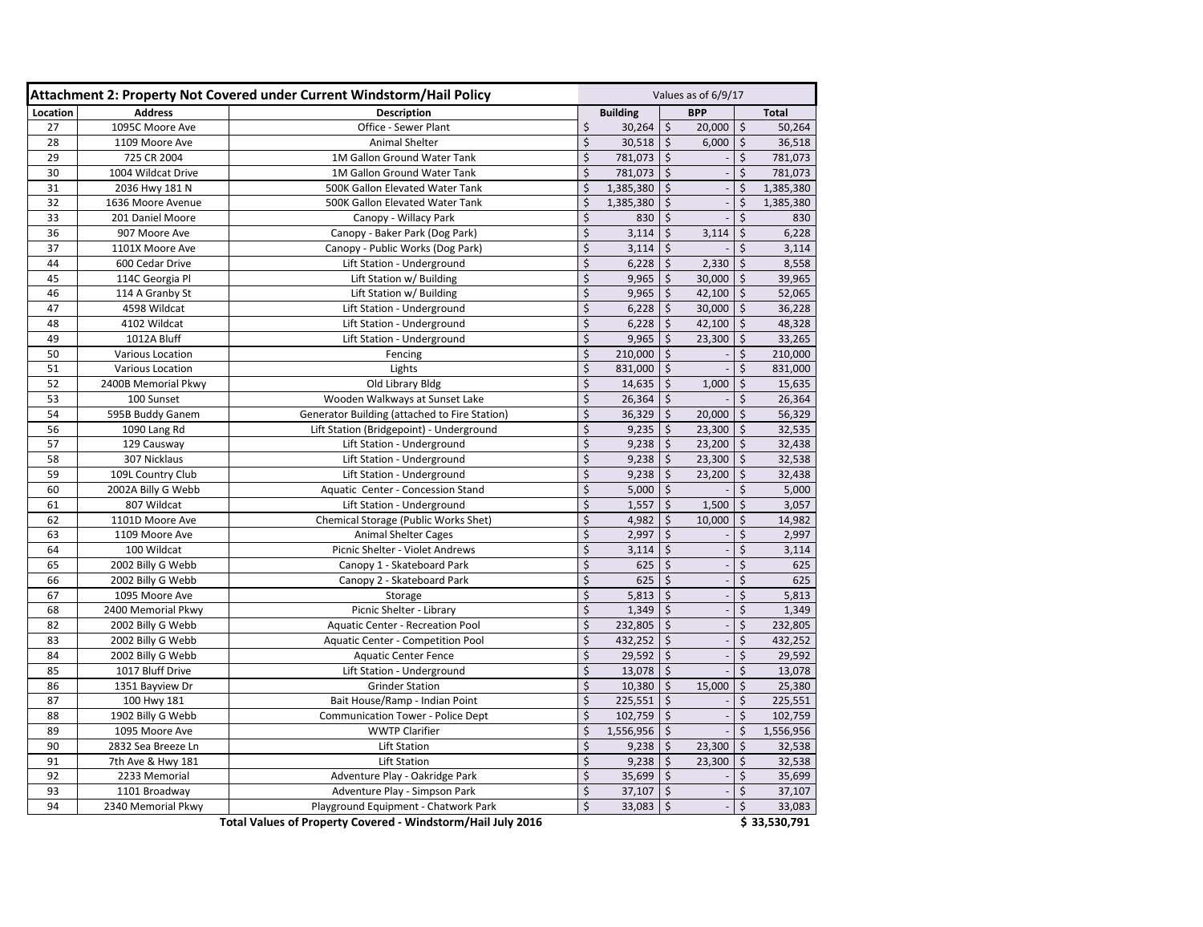| Attachment 2: Property Not Covered under Current Windstorm/Hail Policy | | | Values as of 6/9/17 | | |
|---|---|---|---|---|---|
| **Location** | **Address** | **Description** | **Building** | **BPP** | **Total** |
| 27 | 1095C Moore Ave | Office - Sewer Plant | $ 30,264 | $ 20,000 | $ 50,264 |
| 28 | 1109 Moore Ave | Animal Shelter | $ 30,518 | $ 6,000 | $ 36,518 |
| 29 | 725 CR 2004 | 1M Gallon Ground Water Tank | $ 781,073 | $ - | $ 781,073 |
| 30 | 1004 Wildcat Drive | 1M Gallon Ground Water Tank | $ 781,073 | $ - | $ 781,073 |
| 31 | 2036 Hwy 181 N | 500K Gallon Elevated Water Tank | $ 1,385,380 | $ - | $ 1,385,380 |
| 32 | 1636 Moore Avenue | 500K Gallon Elevated Water Tank | $ 1,385,380 | $ - | $ 1,385,380 |
| 33 | 201 Daniel Moore | Canopy - Willacy Park | $ 830 | $ - | $ 830 |
| 36 | 907 Moore Ave | Canopy - Baker Park (Dog Park) | $ 3,114 | $ 3,114 | $ 6,228 |
| 37 | 1101X Moore Ave | Canopy - Public Works (Dog Park) | $ 3,114 | $ - | $ 3,114 |
| 44 | 600 Cedar Drive | Lift Station - Underground | $ 6,228 | $ 2,330 | $ 8,558 |
| 45 | 114C Georgia Pl | Lift Station w/ Building | $ 9,965 | $ 30,000 | $ 39,965 |
| 46 | 114 A Granby St | Lift Station w/ Building | $ 9,965 | $ 42,100 | $ 52,065 |
| 47 | 4598 Wildcat | Lift Station - Underground | $ 6,228 | $ 30,000 | $ 36,228 |
| 48 | 4102 Wildcat | Lift Station - Underground | $ 6,228 | $ 42,100 | $ 48,328 |
| 49 | 1012A Bluff | Lift Station - Underground | $ 9,965 | $ 23,300 | $ 33,265 |
| 50 | Various Location | Fencing | $ 210,000 | $ - | $ 210,000 |
| 51 | Various Location | Lights | $ 831,000 | $ - | $ 831,000 |
| 52 | 2400B Memorial Pkwy | Old Library Bldg | $ 14,635 | $ 1,000 | $ 15,635 |
| 53 | 100 Sunset | Wooden Walkways at Sunset Lake | $ 26,364 | $ - | $ 26,364 |
| 54 | 595B Buddy Ganem | Generator Building (attached to Fire Station) | $ 36,329 | $ 20,000 | $ 56,329 |
| 56 | 1090 Lang Rd | Lift Station (Bridgepoint) - Underground | $ 9,235 | $ 23,300 | $ 32,535 |
| 57 | 129 Causway | Lift Station - Underground | $ 9,238 | $ 23,200 | $ 32,438 |
| 58 | 307 Nicklaus | Lift Station - Underground | $ 9,238 | $ 23,300 | $ 32,538 |
| 59 | 109L Country Club | Lift Station - Underground | $ 9,238 | $ 23,200 | $ 32,438 |
| 60 | 2002A Billy G Webb | Aquatic Center - Concession Stand | $ 5,000 | $ - | $ 5,000 |
| 61 | 807 Wildcat | Lift Station - Underground | $ 1,557 | $ 1,500 | $ 3,057 |
| 62 | 1101D Moore Ave | Chemical Storage (Public Works Shet) | $ 4,982 | $ 10,000 | $ 14,982 |
| 63 | 1109 Moore Ave | Animal Shelter Cages | $ 2,997 | $ - | $ 2,997 |
| 64 | 100 Wildcat | Picnic Shelter - Violet Andrews | $ 3,114 | $ - | $ 3,114 |
| 65 | 2002 Billy G Webb | Canopy 1 - Skateboard Park | $ 625 | $ - | $ 625 |
| 66 | 2002 Billy G Webb | Canopy 2 - Skateboard Park | $ 625 | $ - | $ 625 |
| 67 | 1095 Moore Ave | Storage | $ 5,813 | $ - | $ 5,813 |
| 68 | 2400 Memorial Pkwy | Picnic Shelter - Library | $ 1,349 | $ - | $ 1,349 |
| 82 | 2002 Billy G Webb | Aquatic Center - Recreation Pool | $ 232,805 | $ - | $ 232,805 |
| 83 | 2002 Billy G Webb | Aquatic Center - Competition Pool | $ 432,252 | $ - | $ 432,252 |
| 84 | 2002 Billy G Webb | Aquatic Center Fence | $ 29,592 | $ - | $ 29,592 |
| 85 | 1017 Bluff Drive | Lift Station - Underground | $ 13,078 | $ - | $ 13,078 |
| 86 | 1351 Bayview Dr | Grinder Station | $ 10,380 | $ 15,000 | $ 25,380 |
| 87 | 100 Hwy 181 | Bait House/Ramp - Indian Point | $ 225,551 | $ - | $ 225,551 |
| 88 | 1902 Billy G Webb | Communication Tower - Police Dept | $ 102,759 | $ - | $ 102,759 |
| 89 | 1095 Moore Ave | WWTP Clarifier | $ 1,556,956 | $ - | $ 1,556,956 |
| 90 | 2832 Sea Breeze Ln | Lift Station | $ 9,238 | $ 23,300 | $ 32,538 |
| 91 | 7th Ave & Hwy 181 | Lift Station | $ 9,238 | $ 23,300 | $ 32,538 |
| 92 | 2233 Memorial | Adventure Play - Oakridge Park | $ 35,699 | $ - | $ 35,699 |
| 93 | 1101 Broadway | Adventure Play - Simpson Park | $ 37,107 | $ - | $ 37,107 |
| 94 | 2340 Memorial Pkwy | Playground Equipment - Chatwork Park | $ 33,083 | $ - | $ 33,083 |
| | | **Total Values of Property Covered - Windstorm/Hail July 2016** | | | **$ 33,530,791** |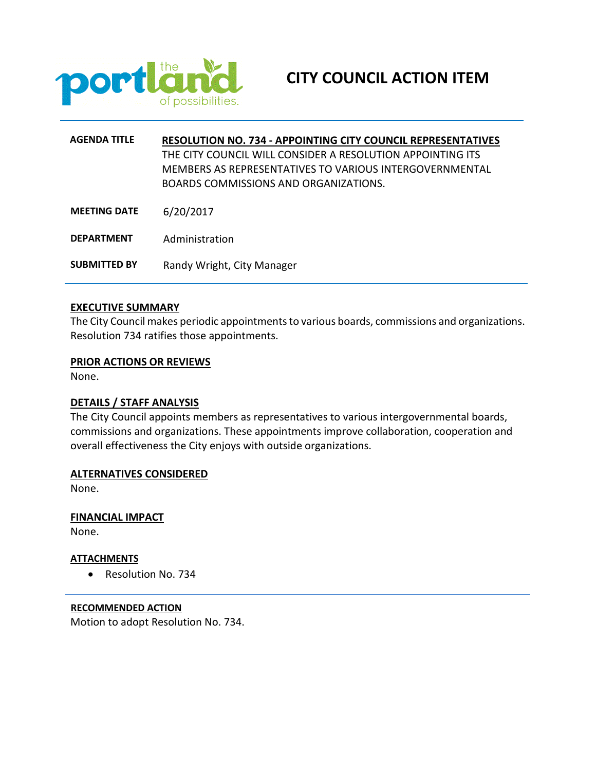# CITY COUNCIL ACTION ITEM

| | |
|---|---|
| **AGENDA TITLE** | **RESOLUTION NO. 734 - APPOINTING CITY COUNCIL REPRESENTATIVES** THE CITY COUNCIL WILL CONSIDER A RESOLUTION APPOINTING ITS MEMBERS AS REPRESENTATIVES TO VARIOUS INTERGOVERNMENTAL BOARDS COMMISSIONS AND ORGANIZATIONS. |
| **MEETING DATE** | 6/20/2017 |
| **DEPARTMENT** | Administration |
| **SUBMITTED BY** | Randy Wright, City Manager |

**EXECUTIVE SUMMARY**

The City Council makes periodic appointments to various boards, commissions and organizations. Resolution 734 ratifies those appointments.

**PRIOR ACTIONS OR REVIEWS**

None.

**DETAILS / STAFF ANALYSIS**

The City Council appoints members as representatives to various intergovernmental boards, commissions and organizations. These appointments improve collaboration, cooperation and overall effectiveness the City enjoys with outside organizations.

**ALTERNATIVES CONSIDERED**

None.

**FINANCIAL IMPACT**

None.

**ATTACHMENTS**

- Resolution No. 734

**RECOMMENDED ACTION**

Motion to adopt Resolution No. 734.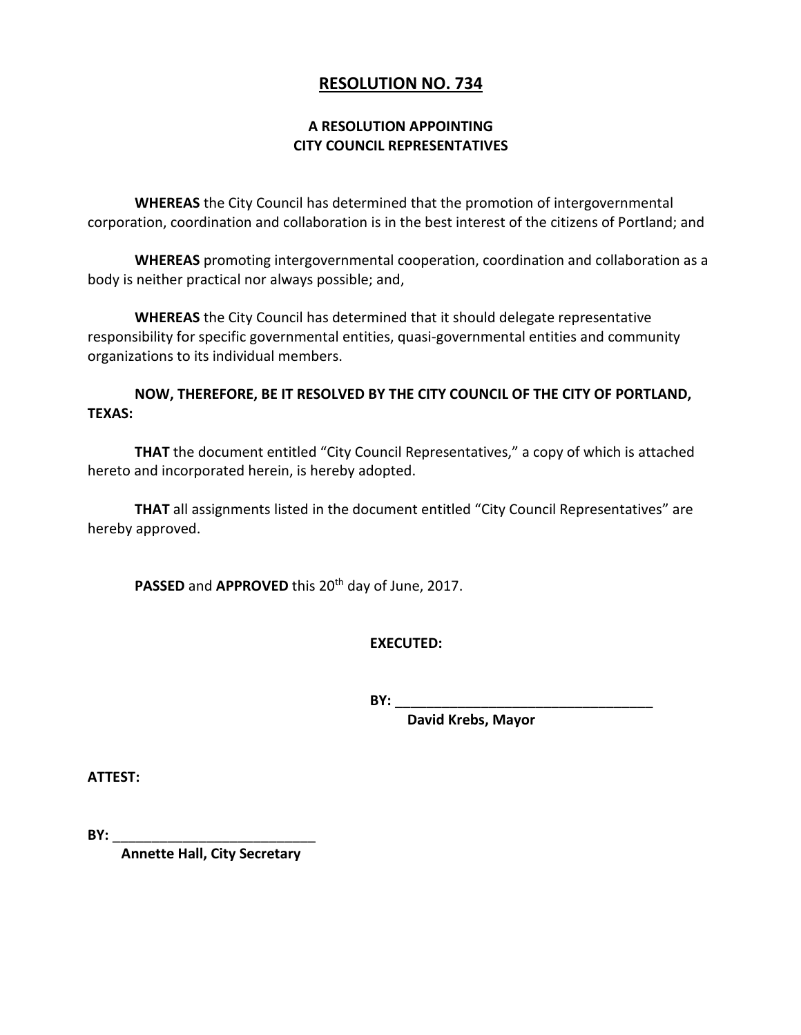# RESOLUTION NO. 734

## A RESOLUTION APPOINTING CITY COUNCIL REPRESENTATIVES

**WHEREAS** the City Council has determined that the promotion of intergovernmental corporation, coordination and collaboration is in the best interest of the citizens of Portland; and

**WHEREAS** promoting intergovernmental cooperation, coordination and collaboration as a body is neither practical nor always possible; and,

**WHEREAS** the City Council has determined that it should delegate representative responsibility for specific governmental entities, quasi-governmental entities and community organizations to its individual members.

**NOW, THEREFORE, BE IT RESOLVED BY THE CITY COUNCIL OF THE CITY OF PORTLAND, TEXAS:**

**THAT** the document entitled "City Council Representatives," a copy of which is attached hereto and incorporated herein, is hereby adopted.

**THAT** all assignments listed in the document entitled "City Council Representatives" are hereby approved.

**PASSED** and **APPROVED** this 20th day of June, 2017.

**EXECUTED:**

**BY:** ___________________________________
**David Krebs, Mayor**

**ATTEST:**

**BY:** __________________________
**Annette Hall, City Secretary**